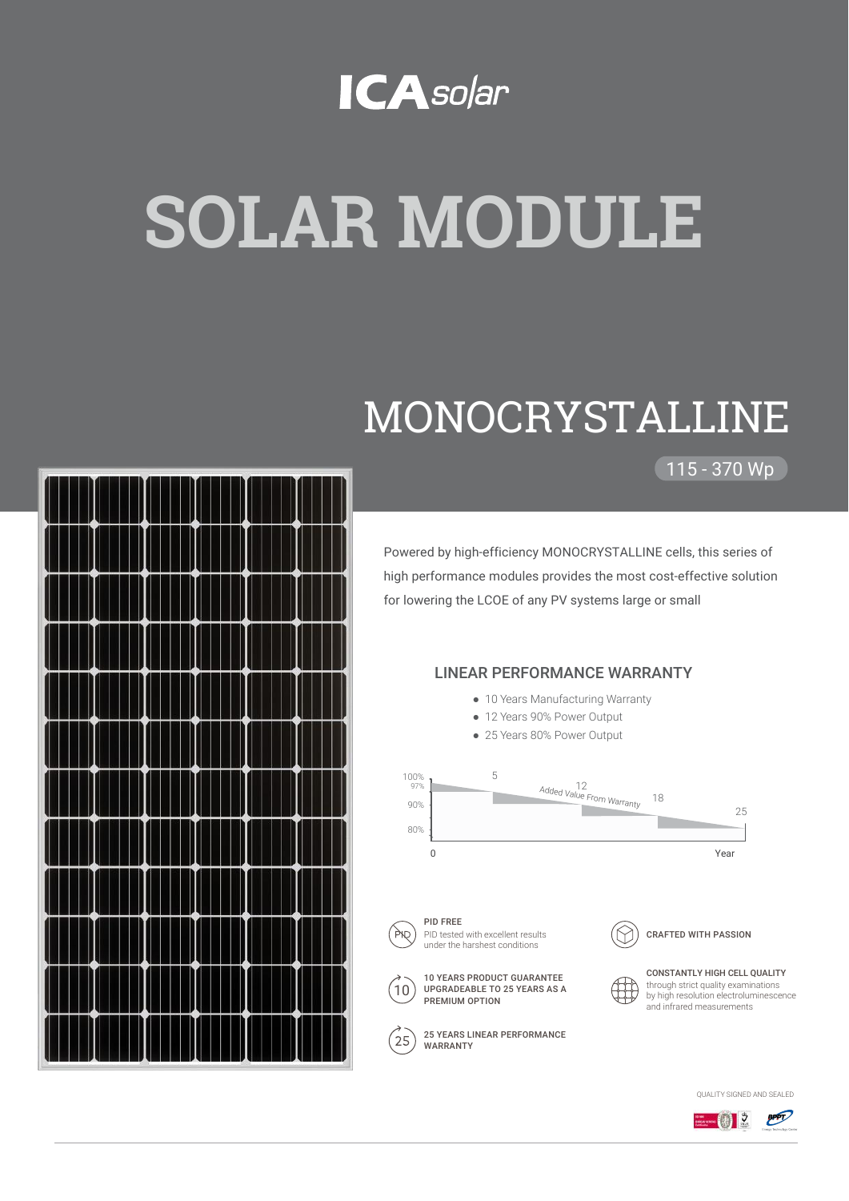ICA solar

# SOLAR MODULE

## MONOCRYSTALLINE

115 - 370 Wp

Powered by high-efficiency MONOCRYSTALLINE cells, this series of high performance modules provides the most cost-effective solution for lowering the LCOE of any PV systems large or small

### LINEAR PERFORMANCE WARRANTY

- 10 Years Manufacturing Warranty
- 12 Years 90% Power Output
- 25 Years 80% Power Output

100%
97%
90%
80%
0
5
12
Added Value From Warranty
18
25
Year

**PID FREE**
PID tested with excellent results under the harshest conditions

**CRAFTED WITH PASSION**

**10 YEARS PRODUCT GUARANTEE UPGRADEABLE TO 25 YEARS AS A PREMIUM OPTION**

**CONSTANTLY HIGH CELL QUALITY**
through strict quality examinations by high resolution electroluminescence and infrared measurements

**25 YEARS LINEAR PERFORMANCE WARRANTY**

QUALITY SIGNED AND SEALED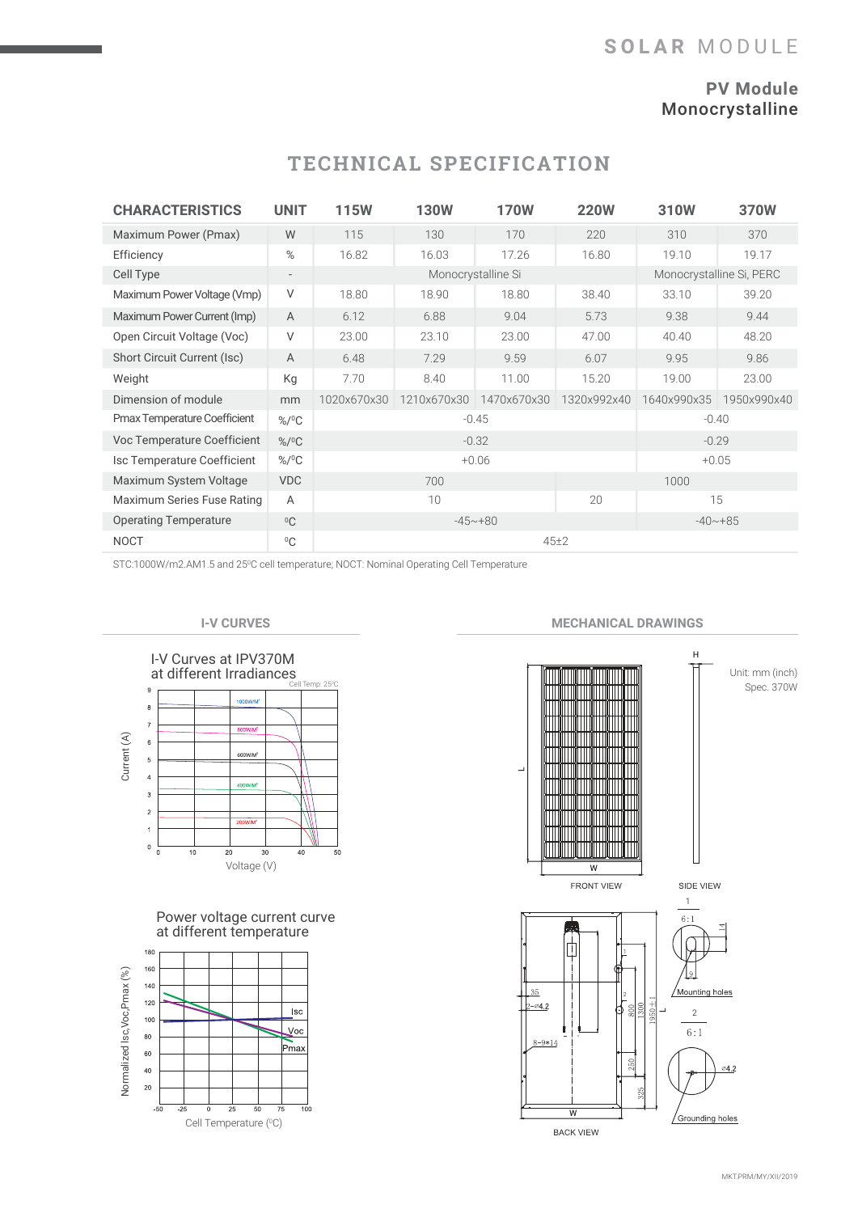# SOLAR MODULE

## PV Module Monocrystalline

## TECHNICAL SPECIFICATION

| CHARACTERISTICS | UNIT | 115W | 130W | 170W | 220W | 310W | 370W |
|---|---|---|---|---|---|---|---|
| Maximum Power (Pmax) | W | 115 | 130 | 170 | 220 | 310 | 370 |
| Efficiency | % | 16.82 | 16.03 | 17.26 | 16.80 | 19.10 | 19.17 |
| Cell Type | - | Monocrystalline Si | | | | Monocrystalline Si, PERC | |
| Maximum Power Voltage (Vmp) | V | 18.80 | 18.90 | 18.80 | 38.40 | 33.10 | 39.20 |
| Maximum Power Current (Imp) | A | 6.12 | 6.88 | 9.04 | 5.73 | 9.38 | 9.44 |
| Open Circuit Voltage (Voc) | V | 23.00 | 23.10 | 23.00 | 47.00 | 40.40 | 48.20 |
| Short Circuit Current (Isc) | A | 6.48 | 7.29 | 9.59 | 6.07 | 9.95 | 9.86 |
| Weight | Kg | 7.70 | 8.40 | 11.00 | 15.20 | 19.00 | 23.00 |
| Dimension of module | mm | 1020x670x30 | 1210x670x30 | 1470x670x30 | 1320x992x40 | 1640x990x35 | 1950x990x40 |
| Pmax Temperature Coefficient | %/⁰C | -0.45 | | | | -0.40 | |
| Voc Temperature Coefficient | %/⁰C | -0.32 | | | | -0.29 | |
| Isc Temperature Coefficient | %/⁰C | +0.06 | | | | +0.05 | |
| Maximum System Voltage | VDC | 700 | | | 1000 | | |
| Maximum Series Fuse Rating | A | 10 | | | 20 | 15 | |
| Operating Temperature | ⁰C | -45~+80 | | | | -40~+85 | |
| NOCT | ⁰C | 45±2 | | | | | |

STC:1000W/m2.AM1.5 and 25⁰C cell temperature; NOCT: Nominal Operating Cell Temperature

### I-V CURVES

I-V Curves at IPV370M
at different Irradiances

Cell Temp: 25⁰C

1000W/M²
800W/M²
600W/M²
400W/M²
200W/M²

Current (A)

Voltage (V)

Power voltage current curve
at different temperature

Isc
Voc
Pmax

Normalized Isc,Voc,Pmax (%)

Cell Temperature (⁰C)

### MECHANICAL DRAWINGS

Unit: mm (inch)
Spec. 370W

FRONT VIEW

SIDE VIEW

BACK VIEW

Mounting holes

Grounding holes